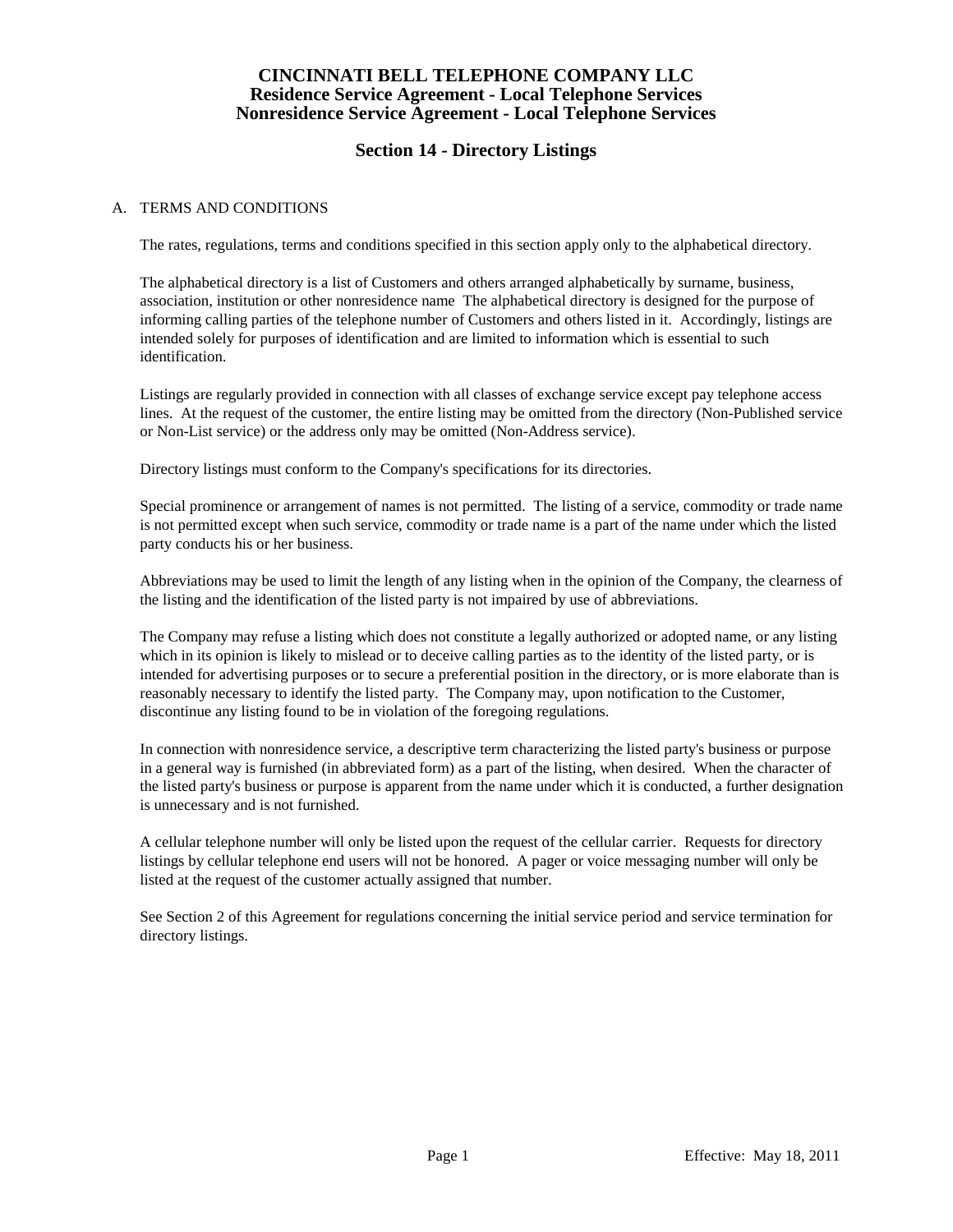# CINCINNATI BELL TELEPHONE COMPANY LLC
## Residence Service Agreement - Local Telephone Services
## Nonresidence Service Agreement - Local Telephone Services

## Section 14 - Directory Listings

A. TERMS AND CONDITIONS

The rates, regulations, terms and conditions specified in this section apply only to the alphabetical directory.

The alphabetical directory is a list of Customers and others arranged alphabetically by surname, business, association, institution or other nonresidence name The alphabetical directory is designed for the purpose of informing calling parties of the telephone number of Customers and others listed in it. Accordingly, listings are intended solely for purposes of identification and are limited to information which is essential to such identification.

Listings are regularly provided in connection with all classes of exchange service except pay telephone access lines. At the request of the customer, the entire listing may be omitted from the directory (Non-Published service or Non-List service) or the address only may be omitted (Non-Address service).

Directory listings must conform to the Company's specifications for its directories.

Special prominence or arrangement of names is not permitted. The listing of a service, commodity or trade name is not permitted except when such service, commodity or trade name is a part of the name under which the listed party conducts his or her business.

Abbreviations may be used to limit the length of any listing when in the opinion of the Company, the clearness of the listing and the identification of the listed party is not impaired by use of abbreviations.

The Company may refuse a listing which does not constitute a legally authorized or adopted name, or any listing which in its opinion is likely to mislead or to deceive calling parties as to the identity of the listed party, or is intended for advertising purposes or to secure a preferential position in the directory, or is more elaborate than is reasonably necessary to identify the listed party. The Company may, upon notification to the Customer, discontinue any listing found to be in violation of the foregoing regulations.

In connection with nonresidence service, a descriptive term characterizing the listed party's business or purpose in a general way is furnished (in abbreviated form) as a part of the listing, when desired. When the character of the listed party's business or purpose is apparent from the name under which it is conducted, a further designation is unnecessary and is not furnished.

A cellular telephone number will only be listed upon the request of the cellular carrier. Requests for directory listings by cellular telephone end users will not be honored. A pager or voice messaging number will only be listed at the request of the customer actually assigned that number.

See Section 2 of this Agreement for regulations concerning the initial service period and service termination for directory listings.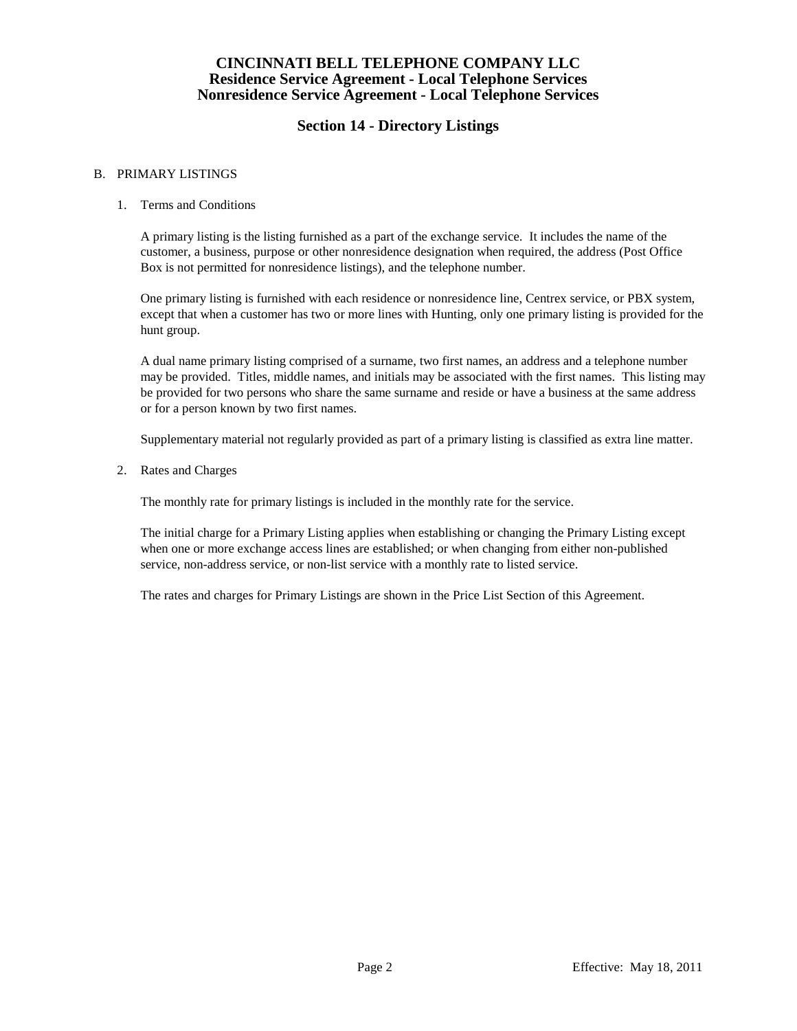# CINCINNATI BELL TELEPHONE COMPANY LLC
## Residence Service Agreement - Local Telephone Services
## Nonresidence Service Agreement - Local Telephone Services

## Section 14 - Directory Listings

B. PRIMARY LISTINGS

1. Terms and Conditions

   A primary listing is the listing furnished as a part of the exchange service. It includes the name of the customer, a business, purpose or other nonresidence designation when required, the address (Post Office Box is not permitted for nonresidence listings), and the telephone number.

   One primary listing is furnished with each residence or nonresidence line, Centrex service, or PBX system, except that when a customer has two or more lines with Hunting, only one primary listing is provided for the hunt group.

   A dual name primary listing comprised of a surname, two first names, an address and a telephone number may be provided. Titles, middle names, and initials may be associated with the first names. This listing may be provided for two persons who share the same surname and reside or have a business at the same address or for a person known by two first names.

   Supplementary material not regularly provided as part of a primary listing is classified as extra line matter.

2. Rates and Charges

   The monthly rate for primary listings is included in the monthly rate for the service.

   The initial charge for a Primary Listing applies when establishing or changing the Primary Listing except when one or more exchange access lines are established; or when changing from either non-published service, non-address service, or non-list service with a monthly rate to listed service.

   The rates and charges for Primary Listings are shown in the Price List Section of this Agreement.

Effective: May 18, 2011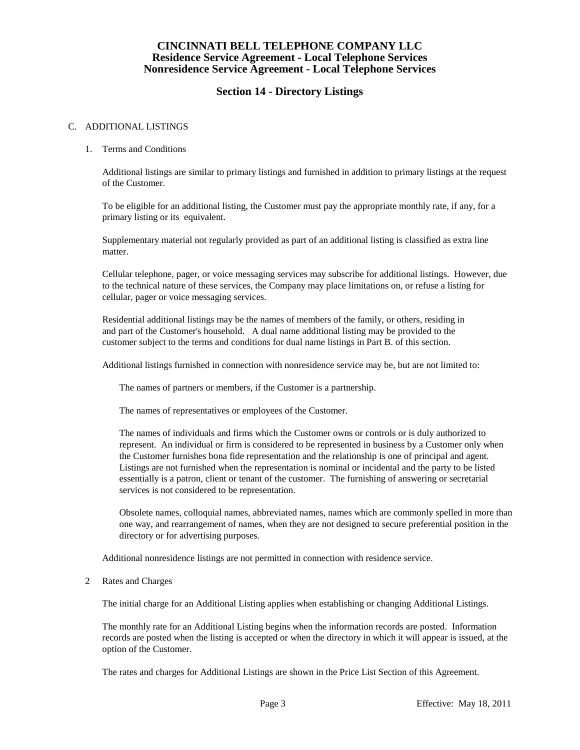# CINCINNATI BELL TELEPHONE COMPANY LLC
## Residence Service Agreement - Local Telephone Services
## Nonresidence Service Agreement - Local Telephone Services

## Section 14 - Directory Listings

C. ADDITIONAL LISTINGS

1. Terms and Conditions

   Additional listings are similar to primary listings and furnished in addition to primary listings at the request of the Customer.

   To be eligible for an additional listing, the Customer must pay the appropriate monthly rate, if any, for a primary listing or its equivalent.

   Supplementary material not regularly provided as part of an additional listing is classified as extra line matter.

   Cellular telephone, pager, or voice messaging services may subscribe for additional listings. However, due to the technical nature of these services, the Company may place limitations on, or refuse a listing for cellular, pager or voice messaging services.

   Residential additional listings may be the names of members of the family, or others, residing in and part of the Customer's household. A dual name additional listing may be provided to the customer subject to the terms and conditions for dual name listings in Part B. of this section.

   Additional listings furnished in connection with nonresidence service may be, but are not limited to:

   The names of partners or members, if the Customer is a partnership.

   The names of representatives or employees of the Customer.

   The names of individuals and firms which the Customer owns or controls or is duly authorized to represent. An individual or firm is considered to be represented in business by a Customer only when the Customer furnishes bona fide representation and the relationship is one of principal and agent. Listings are not furnished when the representation is nominal or incidental and the party to be listed essentially is a patron, client or tenant of the customer. The furnishing of answering or secretarial services is not considered to be representation.

   Obsolete names, colloquial names, abbreviated names, names which are commonly spelled in more than one way, and rearrangement of names, when they are not designed to secure preferential position in the directory or for advertising purposes.

   Additional nonresidence listings are not permitted in connection with residence service.

2 Rates and Charges

   The initial charge for an Additional Listing applies when establishing or changing Additional Listings.

   The monthly rate for an Additional Listing begins when the information records are posted. Information records are posted when the listing is accepted or when the directory in which it will appear is issued, at the option of the Customer.

   The rates and charges for Additional Listings are shown in the Price List Section of this Agreement.

Effective: May 18, 2011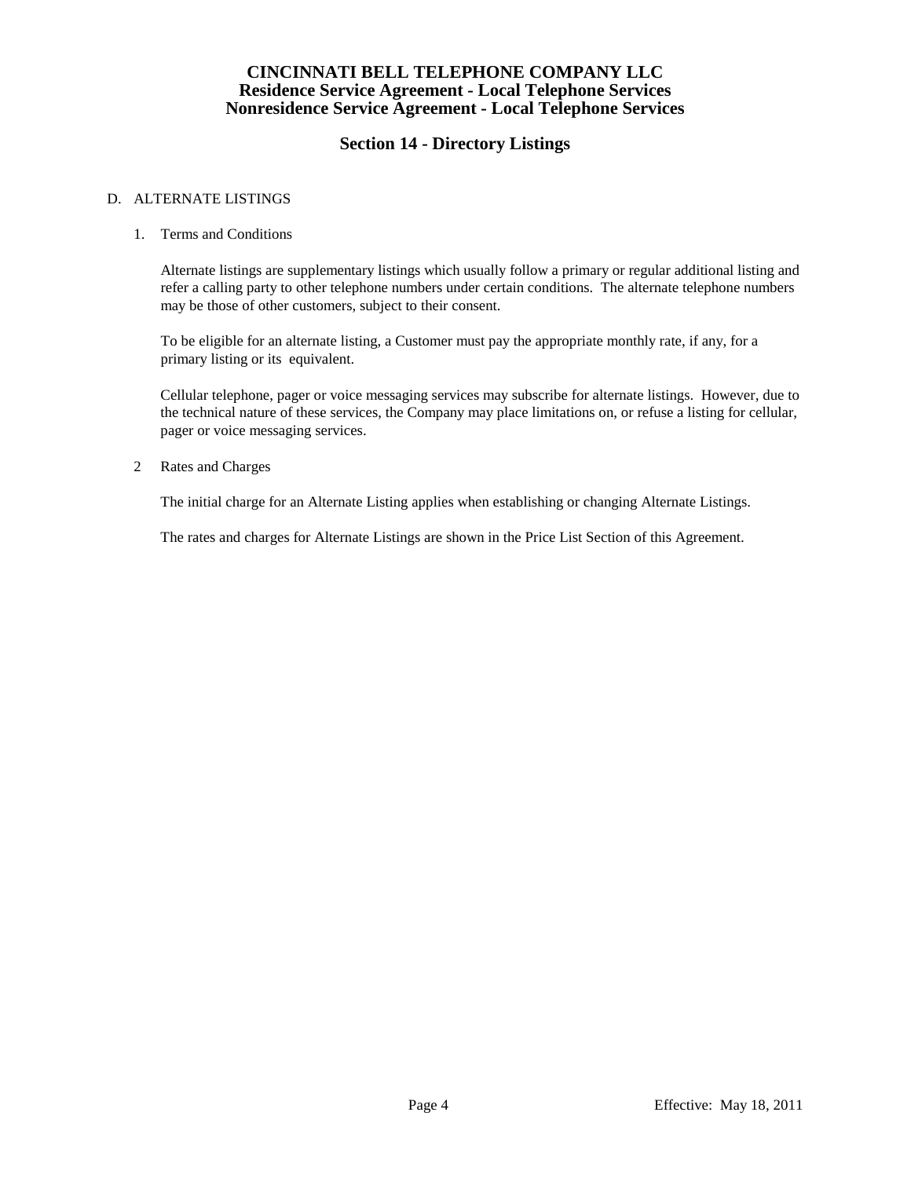## D. ALTERNATE LISTINGS

### 1. Terms and Conditions

Alternate listings are supplementary listings which usually follow a primary or regular additional listing and refer a calling party to other telephone numbers under certain conditions. The alternate telephone numbers may be those of other customers, subject to their consent.

To be eligible for an alternate listing, a Customer must pay the appropriate monthly rate, if any, for a primary listing or its equivalent.

Cellular telephone, pager or voice messaging services may subscribe for alternate listings. However, due to the technical nature of these services, the Company may place limitations on, or refuse a listing for cellular, pager or voice messaging services.

### 2 Rates and Charges

The initial charge for an Alternate Listing applies when establishing or changing Alternate Listings.

The rates and charges for Alternate Listings are shown in the Price List Section of this Agreement.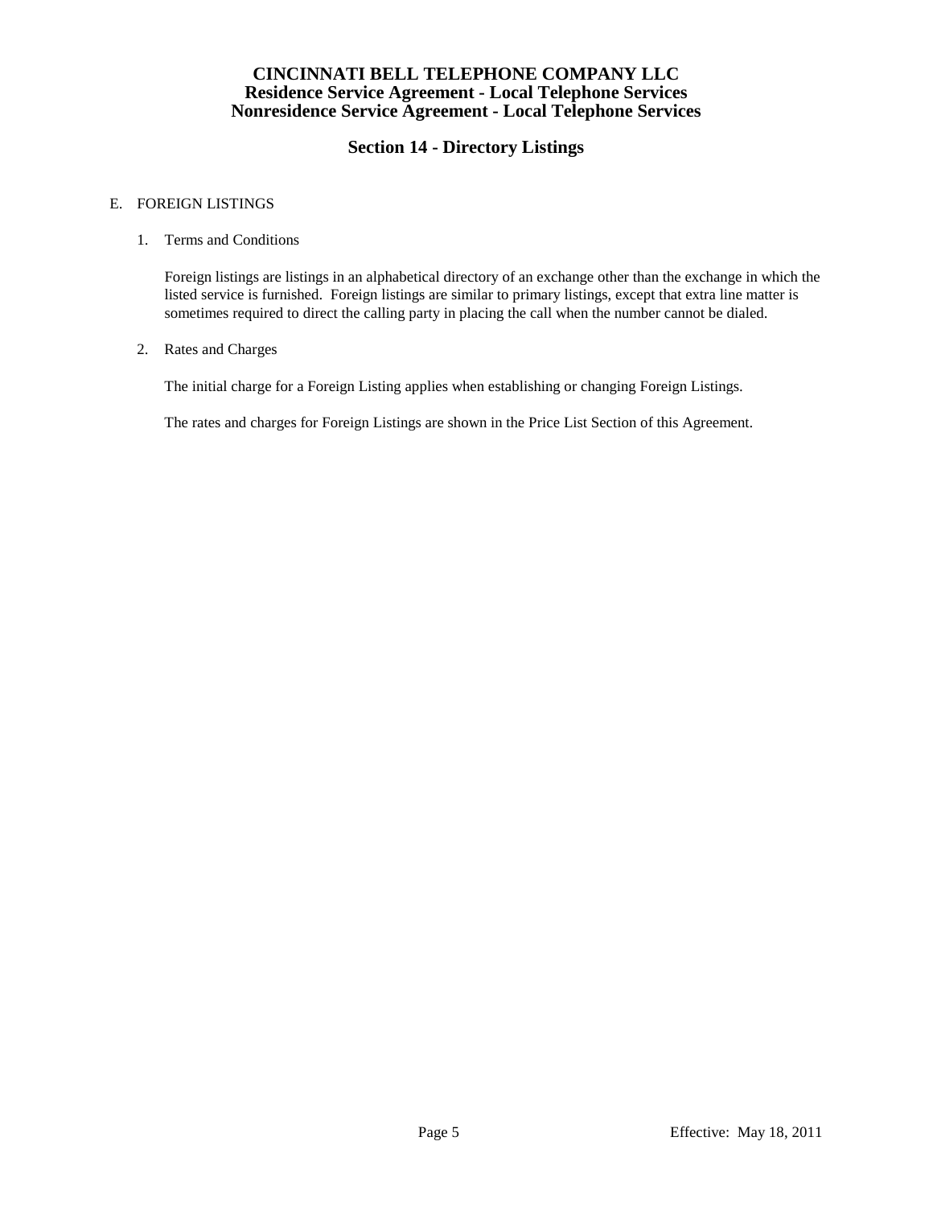E. FOREIGN LISTINGS

1. Terms and Conditions

   Foreign listings are listings in an alphabetical directory of an exchange other than the exchange in which the listed service is furnished. Foreign listings are similar to primary listings, except that extra line matter is sometimes required to direct the calling party in placing the call when the number cannot be dialed.

2. Rates and Charges

   The initial charge for a Foreign Listing applies when establishing or changing Foreign Listings.

   The rates and charges for Foreign Listings are shown in the Price List Section of this Agreement.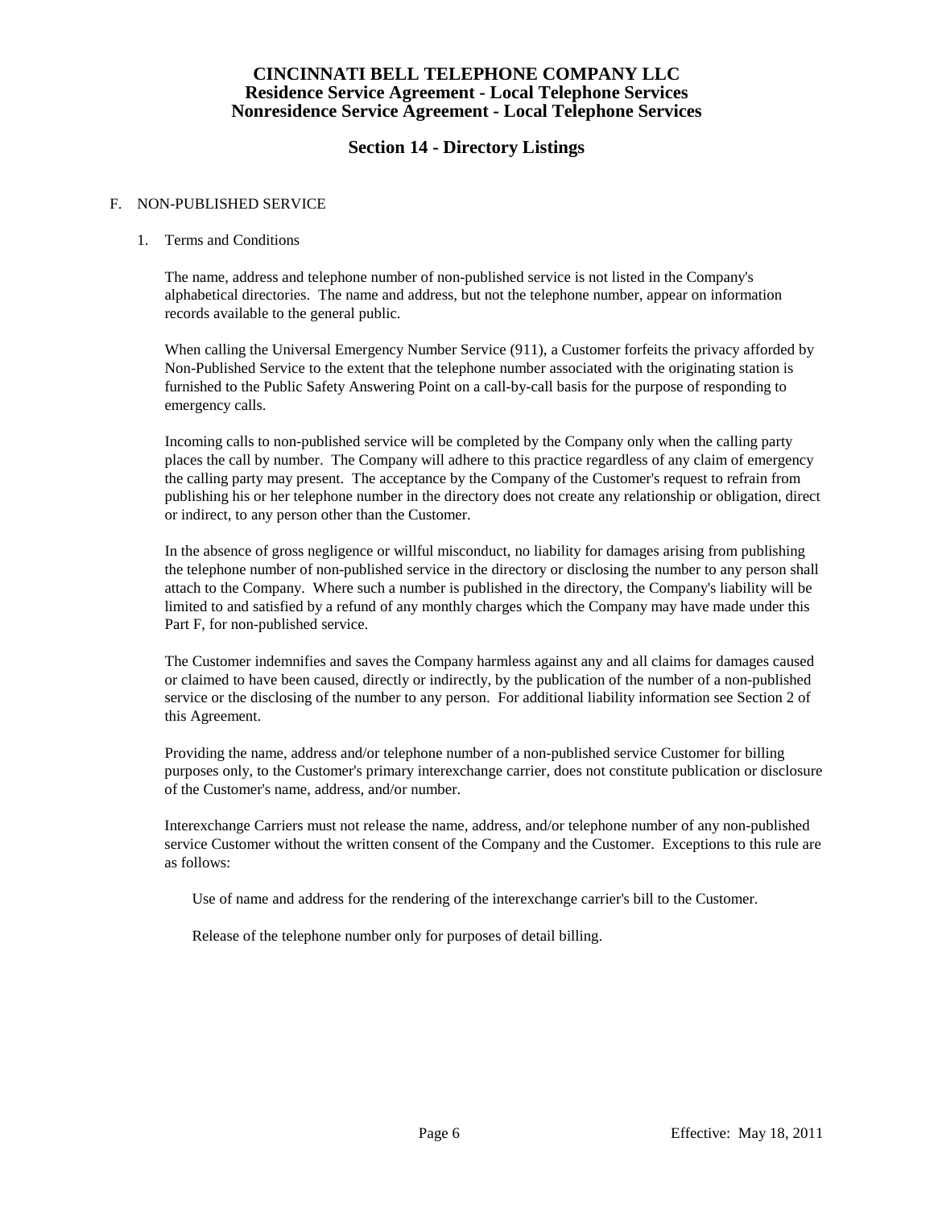# CINCINNATI BELL TELEPHONE COMPANY LLC
## Residence Service Agreement - Local Telephone Services
## Nonresidence Service Agreement - Local Telephone Services

## Section 14 - Directory Listings

F. NON-PUBLISHED SERVICE

1. Terms and Conditions

The name, address and telephone number of non-published service is not listed in the Company's alphabetical directories. The name and address, but not the telephone number, appear on information records available to the general public.

When calling the Universal Emergency Number Service (911), a Customer forfeits the privacy afforded by Non-Published Service to the extent that the telephone number associated with the originating station is furnished to the Public Safety Answering Point on a call-by-call basis for the purpose of responding to emergency calls.

Incoming calls to non-published service will be completed by the Company only when the calling party places the call by number. The Company will adhere to this practice regardless of any claim of emergency the calling party may present. The acceptance by the Company of the Customer's request to refrain from publishing his or her telephone number in the directory does not create any relationship or obligation, direct or indirect, to any person other than the Customer.

In the absence of gross negligence or willful misconduct, no liability for damages arising from publishing the telephone number of non-published service in the directory or disclosing the number to any person shall attach to the Company. Where such a number is published in the directory, the Company's liability will be limited to and satisfied by a refund of any monthly charges which the Company may have made under this Part F, for non-published service.

The Customer indemnifies and saves the Company harmless against any and all claims for damages caused or claimed to have been caused, directly or indirectly, by the publication of the number of a non-published service or the disclosing of the number to any person. For additional liability information see Section 2 of this Agreement.

Providing the name, address and/or telephone number of a non-published service Customer for billing purposes only, to the Customer's primary interexchange carrier, does not constitute publication or disclosure of the Customer's name, address, and/or number.

Interexchange Carriers must not release the name, address, and/or telephone number of any non-published service Customer without the written consent of the Company and the Customer. Exceptions to this rule are as follows:

Use of name and address for the rendering of the interexchange carrier's bill to the Customer.

Release of the telephone number only for purposes of detail billing.

Effective: May 18, 2011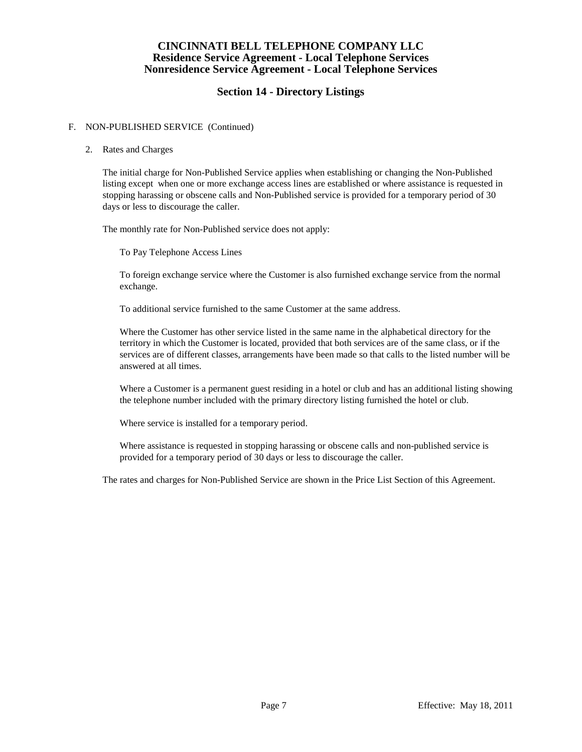F. NON-PUBLISHED SERVICE (Continued)

2. Rates and Charges

The initial charge for Non-Published Service applies when establishing or changing the Non-Published listing except when one or more exchange access lines are established or where assistance is requested in stopping harassing or obscene calls and Non-Published service is provided for a temporary period of 30 days or less to discourage the caller.

The monthly rate for Non-Published service does not apply:

To Pay Telephone Access Lines

To foreign exchange service where the Customer is also furnished exchange service from the normal exchange.

To additional service furnished to the same Customer at the same address.

Where the Customer has other service listed in the same name in the alphabetical directory for the territory in which the Customer is located, provided that both services are of the same class, or if the services are of different classes, arrangements have been made so that calls to the listed number will be answered at all times.

Where a Customer is a permanent guest residing in a hotel or club and has an additional listing showing the telephone number included with the primary directory listing furnished the hotel or club.

Where service is installed for a temporary period.

Where assistance is requested in stopping harassing or obscene calls and non-published service is provided for a temporary period of 30 days or less to discourage the caller.

The rates and charges for Non-Published Service are shown in the Price List Section of this Agreement.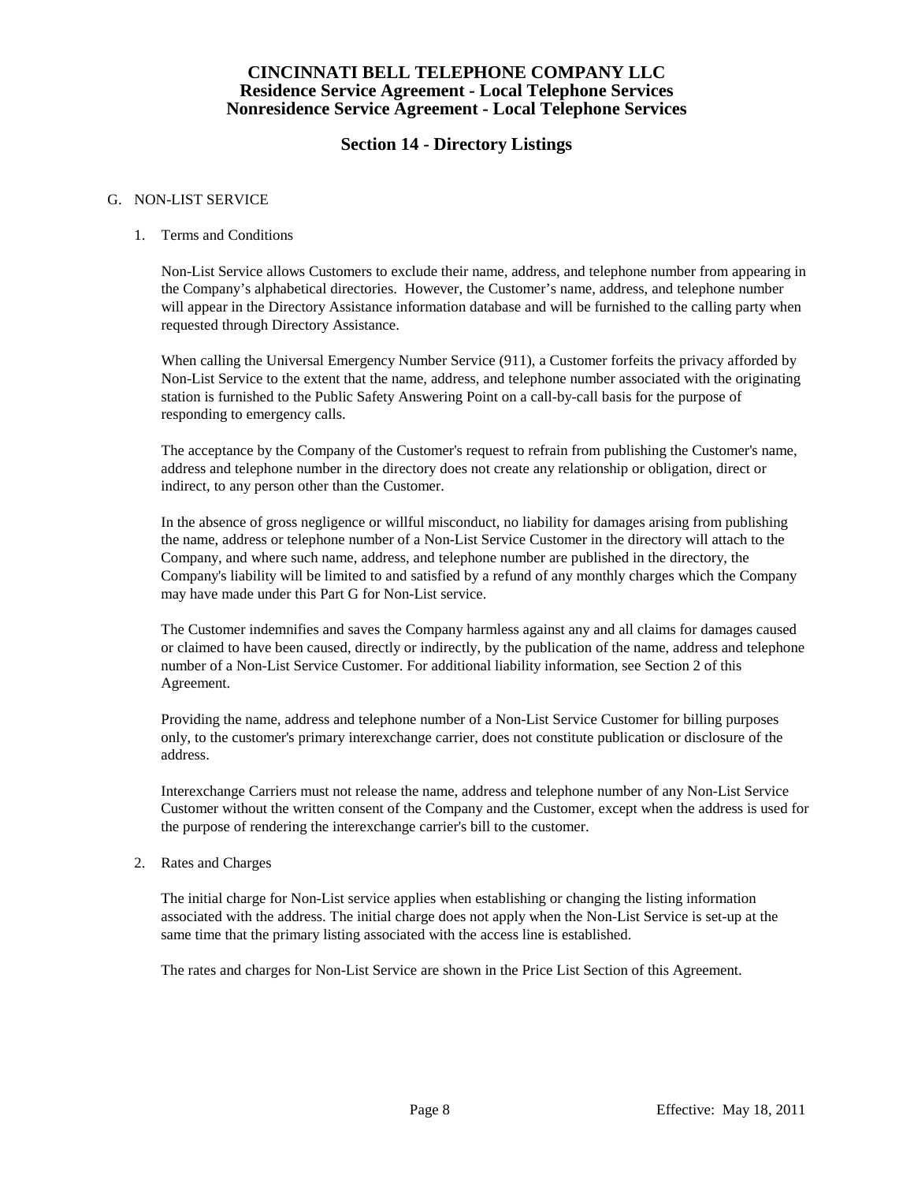# CINCINNATI BELL TELEPHONE COMPANY LLC
## Residence Service Agreement - Local Telephone Services
## Nonresidence Service Agreement - Local Telephone Services

## Section 14 - Directory Listings

G. NON-LIST SERVICE

1. Terms and Conditions

   Non-List Service allows Customers to exclude their name, address, and telephone number from appearing in the Company's alphabetical directories. However, the Customer's name, address, and telephone number will appear in the Directory Assistance information database and will be furnished to the calling party when requested through Directory Assistance.

   When calling the Universal Emergency Number Service (911), a Customer forfeits the privacy afforded by Non-List Service to the extent that the name, address, and telephone number associated with the originating station is furnished to the Public Safety Answering Point on a call-by-call basis for the purpose of responding to emergency calls.

   The acceptance by the Company of the Customer's request to refrain from publishing the Customer's name, address and telephone number in the directory does not create any relationship or obligation, direct or indirect, to any person other than the Customer.

   In the absence of gross negligence or willful misconduct, no liability for damages arising from publishing the name, address or telephone number of a Non-List Service Customer in the directory will attach to the Company, and where such name, address, and telephone number are published in the directory, the Company's liability will be limited to and satisfied by a refund of any monthly charges which the Company may have made under this Part G for Non-List service.

   The Customer indemnifies and saves the Company harmless against any and all claims for damages caused or claimed to have been caused, directly or indirectly, by the publication of the name, address and telephone number of a Non-List Service Customer. For additional liability information, see Section 2 of this Agreement.

   Providing the name, address and telephone number of a Non-List Service Customer for billing purposes only, to the customer's primary interexchange carrier, does not constitute publication or disclosure of the address.

   Interexchange Carriers must not release the name, address and telephone number of any Non-List Service Customer without the written consent of the Company and the Customer, except when the address is used for the purpose of rendering the interexchange carrier's bill to the customer.

2. Rates and Charges

   The initial charge for Non-List service applies when establishing or changing the listing information associated with the address. The initial charge does not apply when the Non-List Service is set-up at the same time that the primary listing associated with the access line is established.

   The rates and charges for Non-List Service are shown in the Price List Section of this Agreement.

Effective: May 18, 2011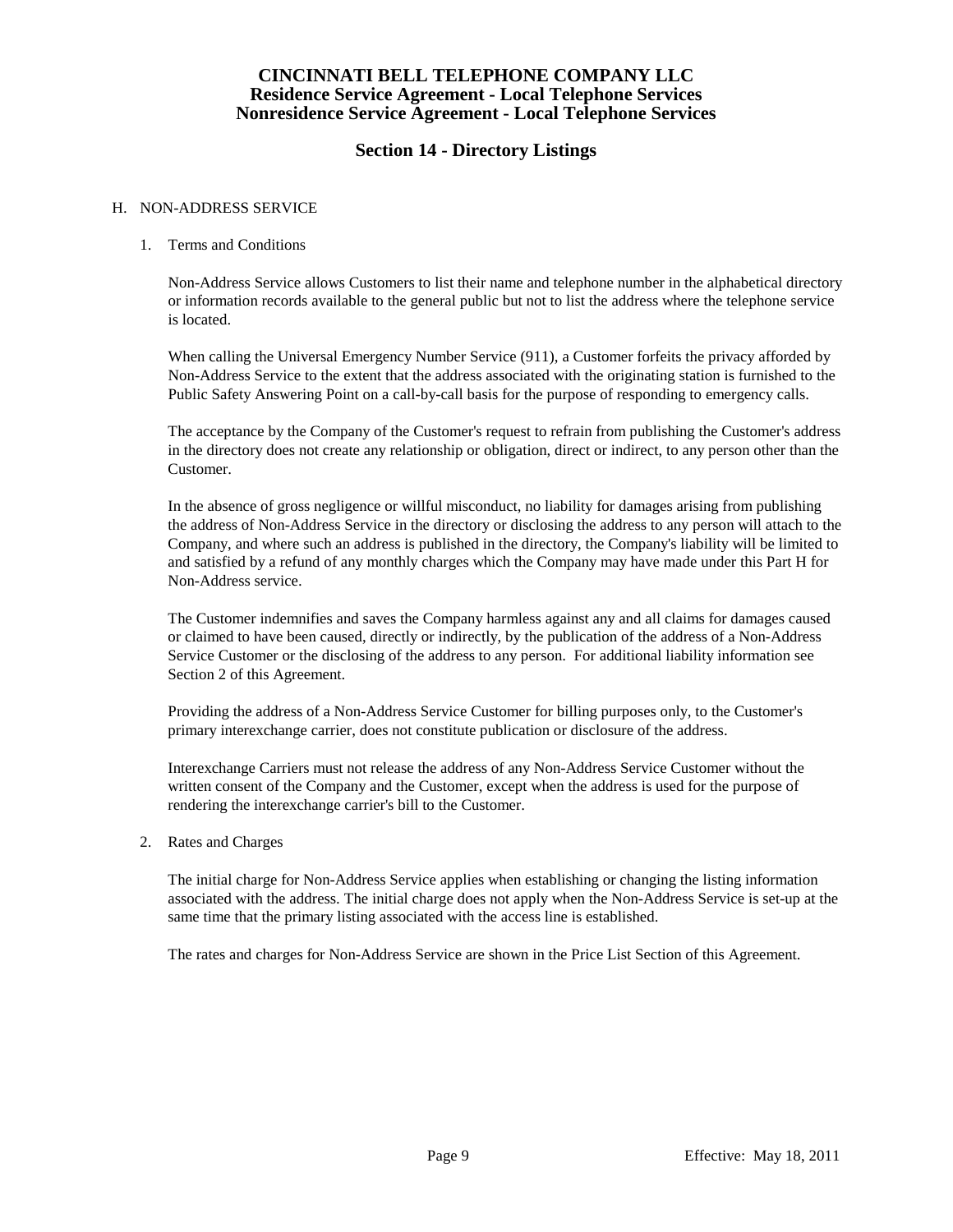# CINCINNATI BELL TELEPHONE COMPANY LLC
## Residence Service Agreement - Local Telephone Services
## Nonresidence Service Agreement - Local Telephone Services

## Section 14 - Directory Listings

H. NON-ADDRESS SERVICE

1. Terms and Conditions

   Non-Address Service allows Customers to list their name and telephone number in the alphabetical directory or information records available to the general public but not to list the address where the telephone service is located.

   When calling the Universal Emergency Number Service (911), a Customer forfeits the privacy afforded by Non-Address Service to the extent that the address associated with the originating station is furnished to the Public Safety Answering Point on a call-by-call basis for the purpose of responding to emergency calls.

   The acceptance by the Company of the Customer's request to refrain from publishing the Customer's address in the directory does not create any relationship or obligation, direct or indirect, to any person other than the Customer.

   In the absence of gross negligence or willful misconduct, no liability for damages arising from publishing the address of Non-Address Service in the directory or disclosing the address to any person will attach to the Company, and where such an address is published in the directory, the Company's liability will be limited to and satisfied by a refund of any monthly charges which the Company may have made under this Part H for Non-Address service.

   The Customer indemnifies and saves the Company harmless against any and all claims for damages caused or claimed to have been caused, directly or indirectly, by the publication of the address of a Non-Address Service Customer or the disclosing of the address to any person. For additional liability information see Section 2 of this Agreement.

   Providing the address of a Non-Address Service Customer for billing purposes only, to the Customer's primary interexchange carrier, does not constitute publication or disclosure of the address.

   Interexchange Carriers must not release the address of any Non-Address Service Customer without the written consent of the Company and the Customer, except when the address is used for the purpose of rendering the interexchange carrier's bill to the Customer.

2. Rates and Charges

   The initial charge for Non-Address Service applies when establishing or changing the listing information associated with the address. The initial charge does not apply when the Non-Address Service is set-up at the same time that the primary listing associated with the access line is established.

   The rates and charges for Non-Address Service are shown in the Price List Section of this Agreement.

Effective: May 18, 2011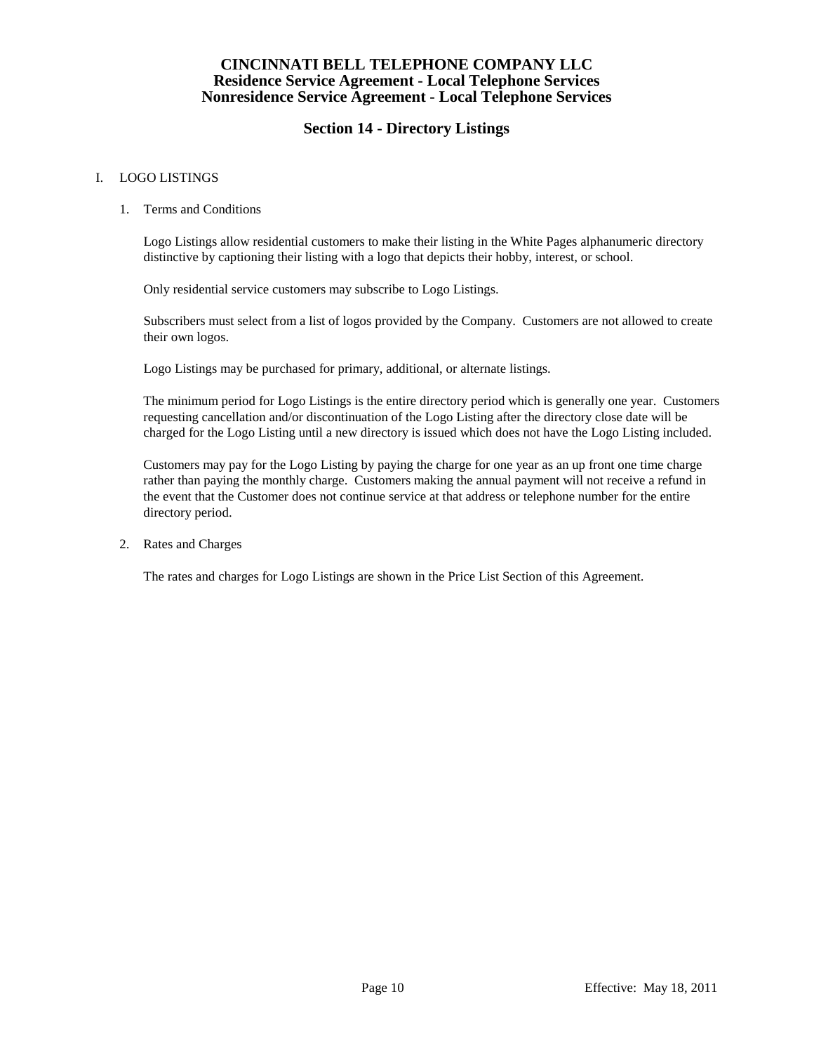# CINCINNATI BELL TELEPHONE COMPANY LLC
## Residence Service Agreement - Local Telephone Services
## Nonresidence Service Agreement - Local Telephone Services

## Section 14 - Directory Listings

I. LOGO LISTINGS

1. Terms and Conditions

   Logo Listings allow residential customers to make their listing in the White Pages alphanumeric directory distinctive by captioning their listing with a logo that depicts their hobby, interest, or school.

   Only residential service customers may subscribe to Logo Listings.

   Subscribers must select from a list of logos provided by the Company. Customers are not allowed to create their own logos.

   Logo Listings may be purchased for primary, additional, or alternate listings.

   The minimum period for Logo Listings is the entire directory period which is generally one year. Customers requesting cancellation and/or discontinuation of the Logo Listing after the directory close date will be charged for the Logo Listing until a new directory is issued which does not have the Logo Listing included.

   Customers may pay for the Logo Listing by paying the charge for one year as an up front one time charge rather than paying the monthly charge. Customers making the annual payment will not receive a refund in the event that the Customer does not continue service at that address or telephone number for the entire directory period.

2. Rates and Charges

   The rates and charges for Logo Listings are shown in the Price List Section of this Agreement.

Effective: May 18, 2011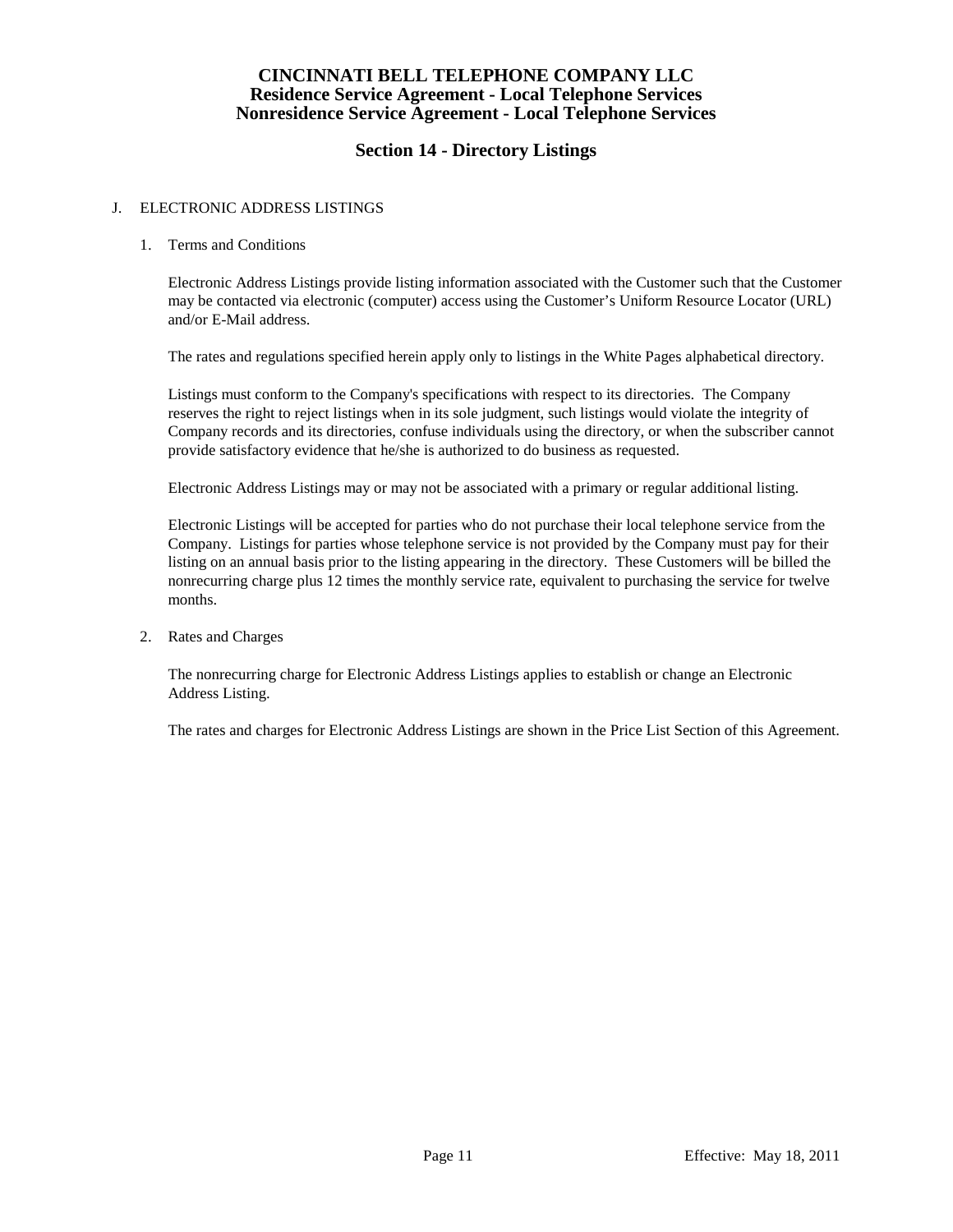# CINCINNATI BELL TELEPHONE COMPANY LLC
## Residence Service Agreement - Local Telephone Services
## Nonresidence Service Agreement - Local Telephone Services

## Section 14 - Directory Listings

J. ELECTRONIC ADDRESS LISTINGS

1. Terms and Conditions

   Electronic Address Listings provide listing information associated with the Customer such that the Customer may be contacted via electronic (computer) access using the Customer's Uniform Resource Locator (URL) and/or E-Mail address.

   The rates and regulations specified herein apply only to listings in the White Pages alphabetical directory.

   Listings must conform to the Company's specifications with respect to its directories. The Company reserves the right to reject listings when in its sole judgment, such listings would violate the integrity of Company records and its directories, confuse individuals using the directory, or when the subscriber cannot provide satisfactory evidence that he/she is authorized to do business as requested.

   Electronic Address Listings may or may not be associated with a primary or regular additional listing.

   Electronic Listings will be accepted for parties who do not purchase their local telephone service from the Company. Listings for parties whose telephone service is not provided by the Company must pay for their listing on an annual basis prior to the listing appearing in the directory. These Customers will be billed the nonrecurring charge plus 12 times the monthly service rate, equivalent to purchasing the service for twelve months.

2. Rates and Charges

   The nonrecurring charge for Electronic Address Listings applies to establish or change an Electronic Address Listing.

   The rates and charges for Electronic Address Listings are shown in the Price List Section of this Agreement.

Effective: May 18, 2011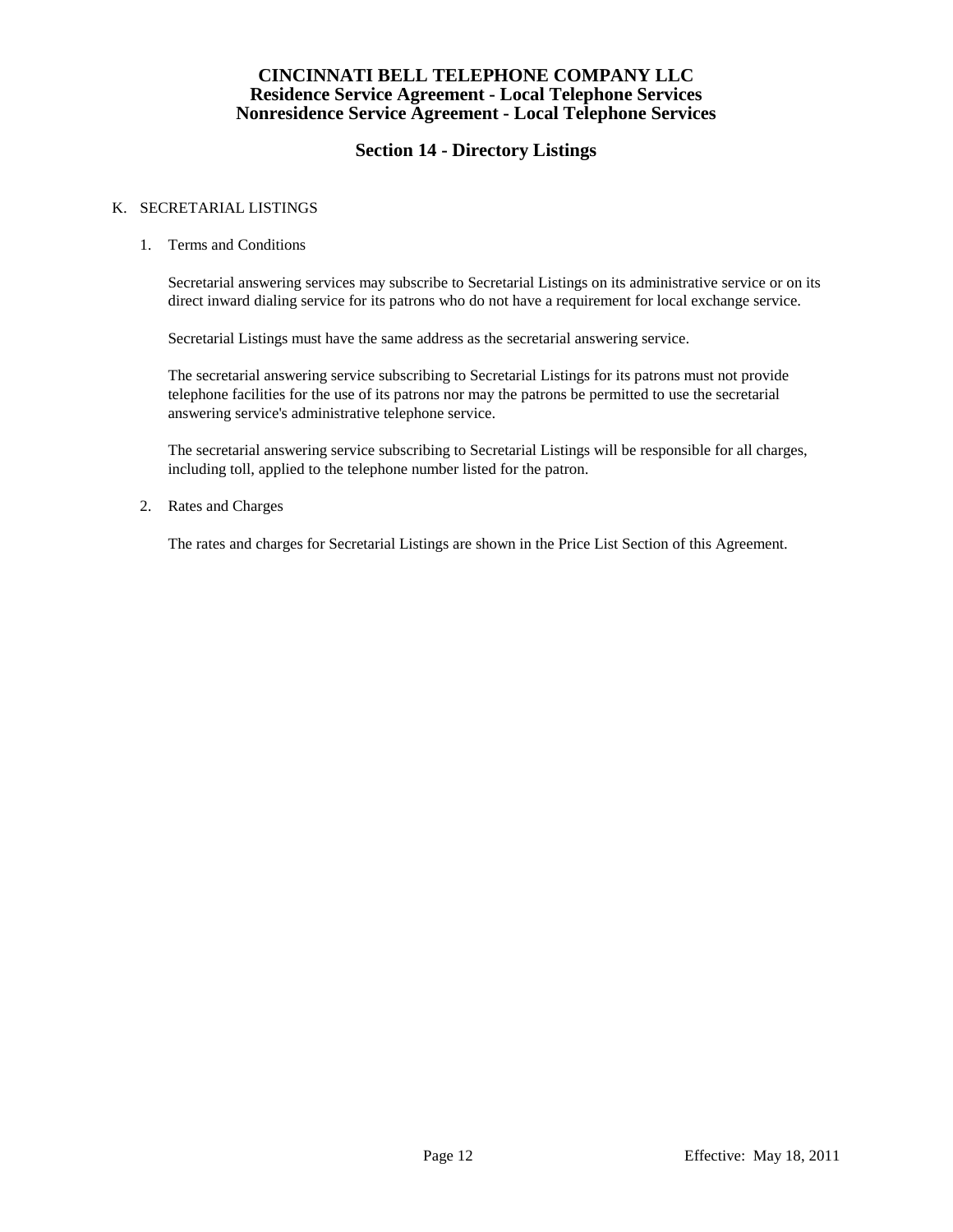## K. SECRETARIAL LISTINGS

1. Terms and Conditions

   Secretarial answering services may subscribe to Secretarial Listings on its administrative service or on its direct inward dialing service for its patrons who do not have a requirement for local exchange service.

   Secretarial Listings must have the same address as the secretarial answering service.

   The secretarial answering service subscribing to Secretarial Listings for its patrons must not provide telephone facilities for the use of its patrons nor may the patrons be permitted to use the secretarial answering service's administrative telephone service.

   The secretarial answering service subscribing to Secretarial Listings will be responsible for all charges, including toll, applied to the telephone number listed for the patron.

2. Rates and Charges

   The rates and charges for Secretarial Listings are shown in the Price List Section of this Agreement.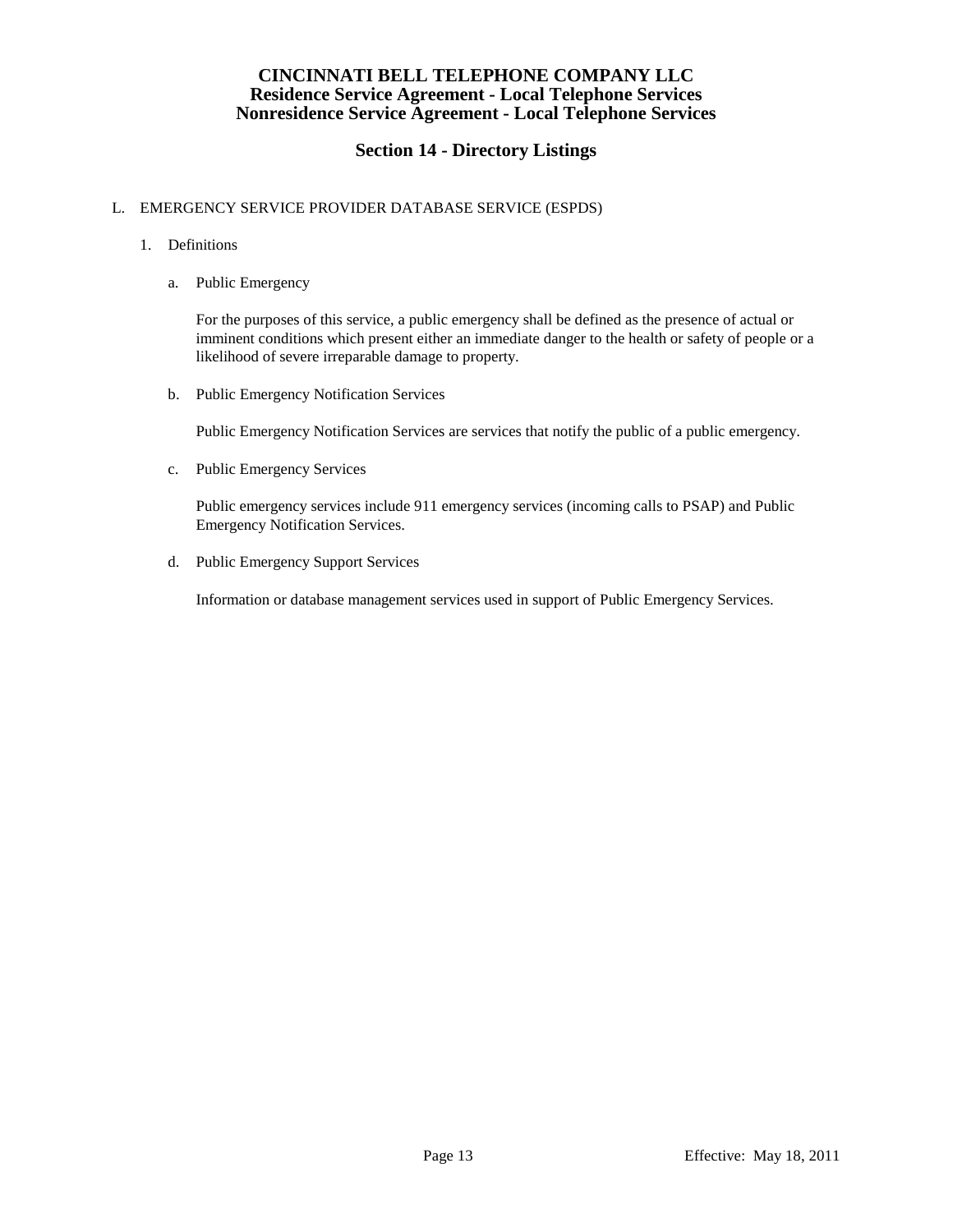# CINCINNATI BELL TELEPHONE COMPANY LLC
## Residence Service Agreement - Local Telephone Services
## Nonresidence Service Agreement - Local Telephone Services

## Section 14 - Directory Listings

L. EMERGENCY SERVICE PROVIDER DATABASE SERVICE (ESPDS)

1. Definitions

   a. Public Emergency

      For the purposes of this service, a public emergency shall be defined as the presence of actual or imminent conditions which present either an immediate danger to the health or safety of people or a likelihood of severe irreparable damage to property.

   b. Public Emergency Notification Services

      Public Emergency Notification Services are services that notify the public of a public emergency.

   c. Public Emergency Services

      Public emergency services include 911 emergency services (incoming calls to PSAP) and Public Emergency Notification Services.

   d. Public Emergency Support Services

      Information or database management services used in support of Public Emergency Services.

Effective: May 18, 2011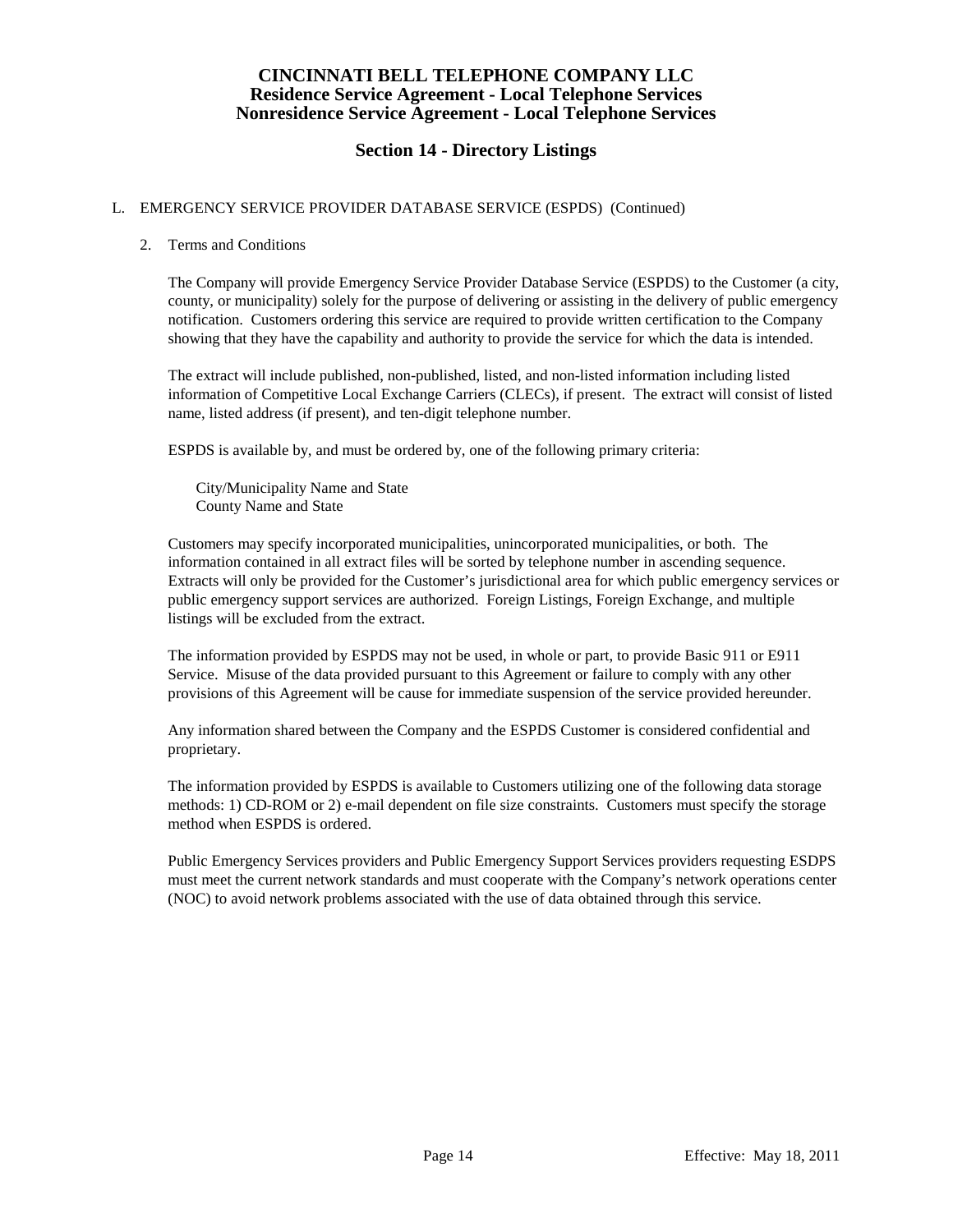# CINCINNATI BELL TELEPHONE COMPANY LLC
## Residence Service Agreement - Local Telephone Services
## Nonresidence Service Agreement - Local Telephone Services

## Section 14 - Directory Listings

L. EMERGENCY SERVICE PROVIDER DATABASE SERVICE (ESPDS) (Continued)

2. Terms and Conditions

   The Company will provide Emergency Service Provider Database Service (ESPDS) to the Customer (a city, county, or municipality) solely for the purpose of delivering or assisting in the delivery of public emergency notification. Customers ordering this service are required to provide written certification to the Company showing that they have the capability and authority to provide the service for which the data is intended.

   The extract will include published, non-published, listed, and non-listed information including listed information of Competitive Local Exchange Carriers (CLECs), if present. The extract will consist of listed name, listed address (if present), and ten-digit telephone number.

   ESPDS is available by, and must be ordered by, one of the following primary criteria:

   City/Municipality Name and State
   County Name and State

   Customers may specify incorporated municipalities, unincorporated municipalities, or both. The information contained in all extract files will be sorted by telephone number in ascending sequence. Extracts will only be provided for the Customer's jurisdictional area for which public emergency services or public emergency support services are authorized. Foreign Listings, Foreign Exchange, and multiple listings will be excluded from the extract.

   The information provided by ESPDS may not be used, in whole or part, to provide Basic 911 or E911 Service. Misuse of the data provided pursuant to this Agreement or failure to comply with any other provisions of this Agreement will be cause for immediate suspension of the service provided hereunder.

   Any information shared between the Company and the ESPDS Customer is considered confidential and proprietary.

   The information provided by ESPDS is available to Customers utilizing one of the following data storage methods: 1) CD-ROM or 2) e-mail dependent on file size constraints. Customers must specify the storage method when ESPDS is ordered.

   Public Emergency Services providers and Public Emergency Support Services providers requesting ESDPS must meet the current network standards and must cooperate with the Company's network operations center (NOC) to avoid network problems associated with the use of data obtained through this service.

Effective: May 18, 2011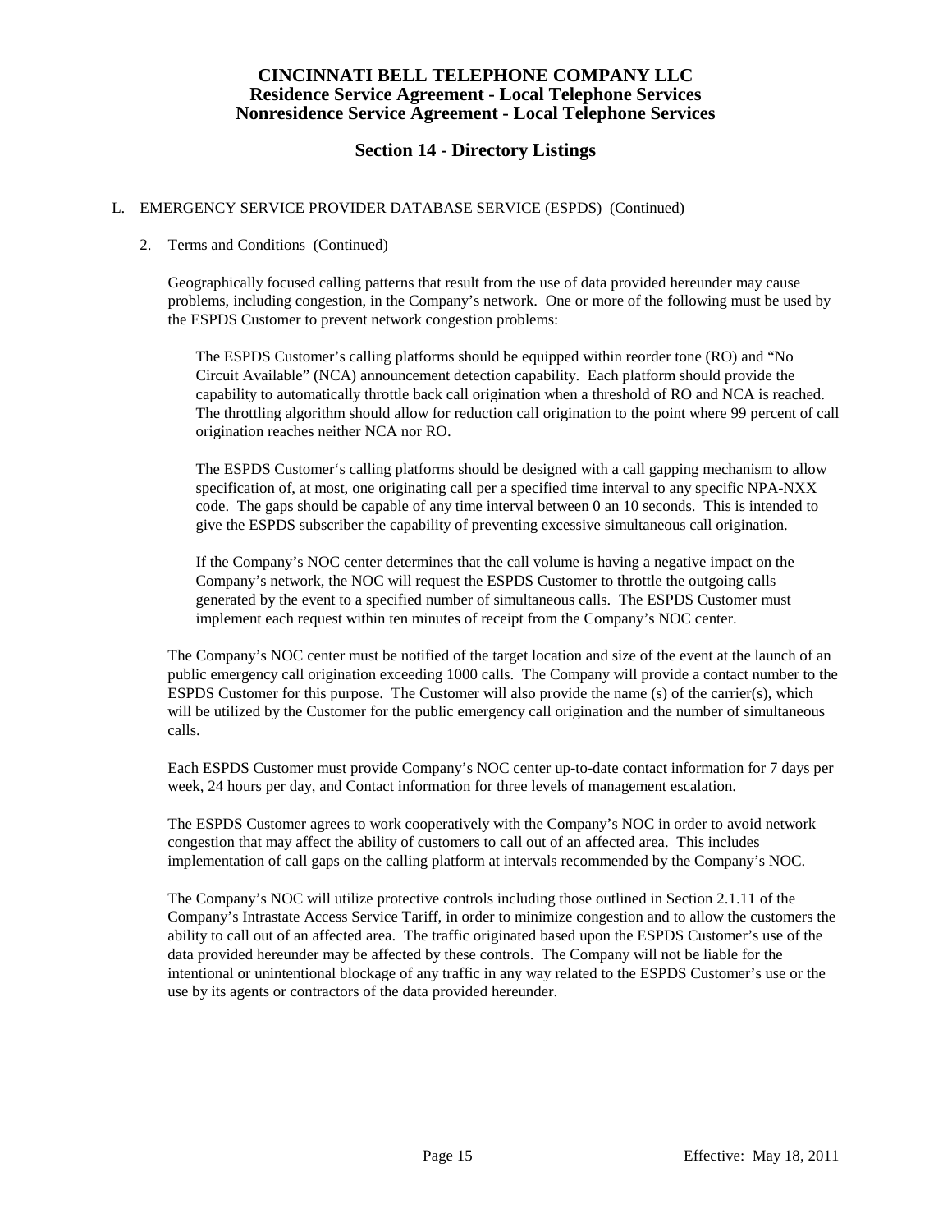# CINCINNATI BELL TELEPHONE COMPANY LLC
## Residence Service Agreement - Local Telephone Services
## Nonresidence Service Agreement - Local Telephone Services

## Section 14 - Directory Listings

L. EMERGENCY SERVICE PROVIDER DATABASE SERVICE (ESPDS) (Continued)

2. Terms and Conditions (Continued)

Geographically focused calling patterns that result from the use of data provided hereunder may cause problems, including congestion, in the Company's network. One or more of the following must be used by the ESPDS Customer to prevent network congestion problems:

The ESPDS Customer's calling platforms should be equipped within reorder tone (RO) and "No Circuit Available" (NCA) announcement detection capability. Each platform should provide the capability to automatically throttle back call origination when a threshold of RO and NCA is reached. The throttling algorithm should allow for reduction call origination to the point where 99 percent of call origination reaches neither NCA nor RO.

The ESPDS Customer's calling platforms should be designed with a call gapping mechanism to allow specification of, at most, one originating call per a specified time interval to any specific NPA-NXX code. The gaps should be capable of any time interval between 0 an 10 seconds. This is intended to give the ESPDS subscriber the capability of preventing excessive simultaneous call origination.

If the Company's NOC center determines that the call volume is having a negative impact on the Company's network, the NOC will request the ESPDS Customer to throttle the outgoing calls generated by the event to a specified number of simultaneous calls. The ESPDS Customer must implement each request within ten minutes of receipt from the Company's NOC center.

The Company's NOC center must be notified of the target location and size of the event at the launch of an public emergency call origination exceeding 1000 calls. The Company will provide a contact number to the ESPDS Customer for this purpose. The Customer will also provide the name (s) of the carrier(s), which will be utilized by the Customer for the public emergency call origination and the number of simultaneous calls.

Each ESPDS Customer must provide Company's NOC center up-to-date contact information for 7 days per week, 24 hours per day, and Contact information for three levels of management escalation.

The ESPDS Customer agrees to work cooperatively with the Company's NOC in order to avoid network congestion that may affect the ability of customers to call out of an affected area. This includes implementation of call gaps on the calling platform at intervals recommended by the Company's NOC.

The Company's NOC will utilize protective controls including those outlined in Section 2.1.11 of the Company's Intrastate Access Service Tariff, in order to minimize congestion and to allow the customers the ability to call out of an affected area. The traffic originated based upon the ESPDS Customer's use of the data provided hereunder may be affected by these controls. The Company will not be liable for the intentional or unintentional blockage of any traffic in any way related to the ESPDS Customer's use or the use by its agents or contractors of the data provided hereunder.

Effective: May 18, 2011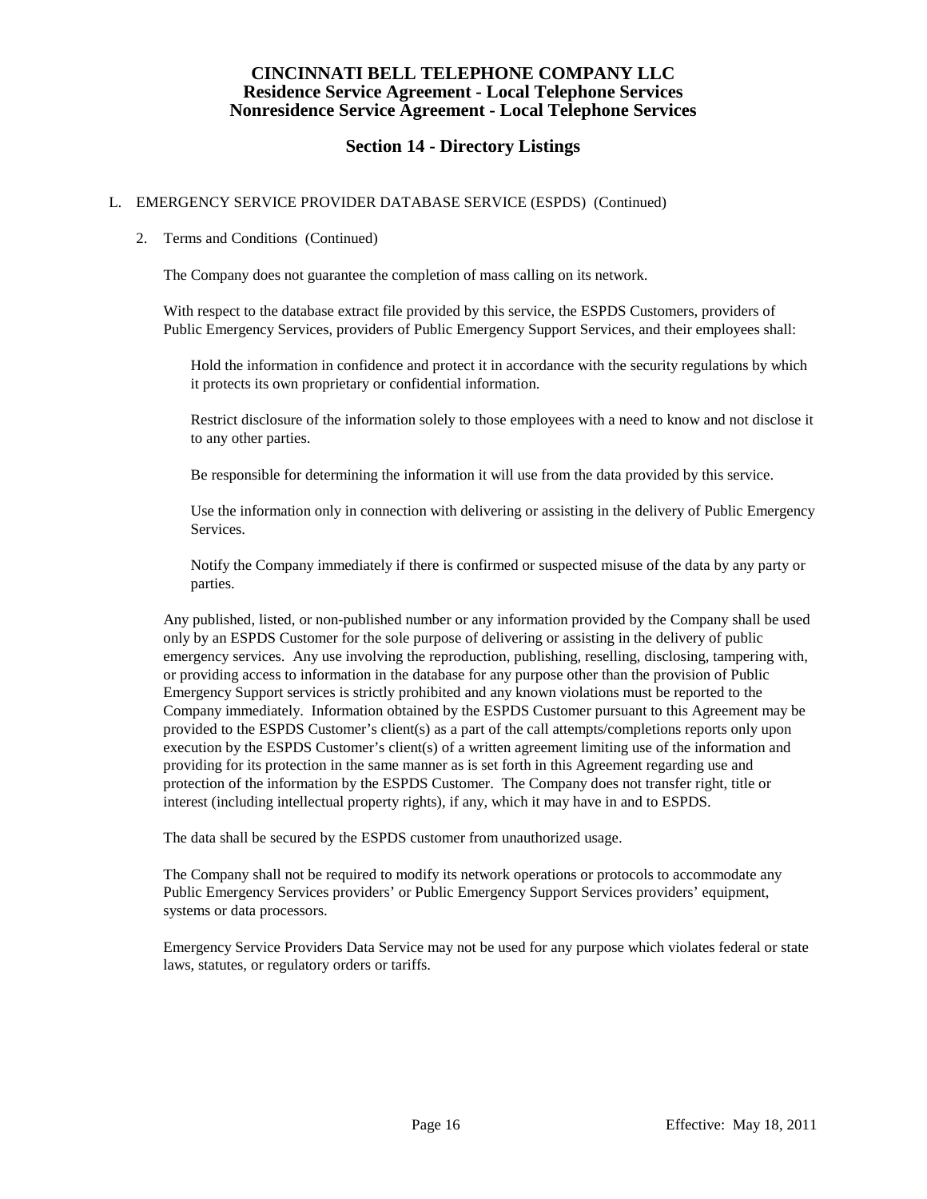# CINCINNATI BELL TELEPHONE COMPANY LLC
## Residence Service Agreement - Local Telephone Services
## Nonresidence Service Agreement - Local Telephone Services

## Section 14 - Directory Listings

L. EMERGENCY SERVICE PROVIDER DATABASE SERVICE (ESPDS) (Continued)

2. Terms and Conditions (Continued)

The Company does not guarantee the completion of mass calling on its network.

With respect to the database extract file provided by this service, the ESPDS Customers, providers of Public Emergency Services, providers of Public Emergency Support Services, and their employees shall:

Hold the information in confidence and protect it in accordance with the security regulations by which it protects its own proprietary or confidential information.

Restrict disclosure of the information solely to those employees with a need to know and not disclose it to any other parties.

Be responsible for determining the information it will use from the data provided by this service.

Use the information only in connection with delivering or assisting in the delivery of Public Emergency Services.

Notify the Company immediately if there is confirmed or suspected misuse of the data by any party or parties.

Any published, listed, or non-published number or any information provided by the Company shall be used only by an ESPDS Customer for the sole purpose of delivering or assisting in the delivery of public emergency services. Any use involving the reproduction, publishing, reselling, disclosing, tampering with, or providing access to information in the database for any purpose other than the provision of Public Emergency Support services is strictly prohibited and any known violations must be reported to the Company immediately. Information obtained by the ESPDS Customer pursuant to this Agreement may be provided to the ESPDS Customer's client(s) as a part of the call attempts/completions reports only upon execution by the ESPDS Customer's client(s) of a written agreement limiting use of the information and providing for its protection in the same manner as is set forth in this Agreement regarding use and protection of the information by the ESPDS Customer. The Company does not transfer right, title or interest (including intellectual property rights), if any, which it may have in and to ESPDS.

The data shall be secured by the ESPDS customer from unauthorized usage.

The Company shall not be required to modify its network operations or protocols to accommodate any Public Emergency Services providers' or Public Emergency Support Services providers' equipment, systems or data processors.

Emergency Service Providers Data Service may not be used for any purpose which violates federal or state laws, statutes, or regulatory orders or tariffs.

Effective: May 18, 2011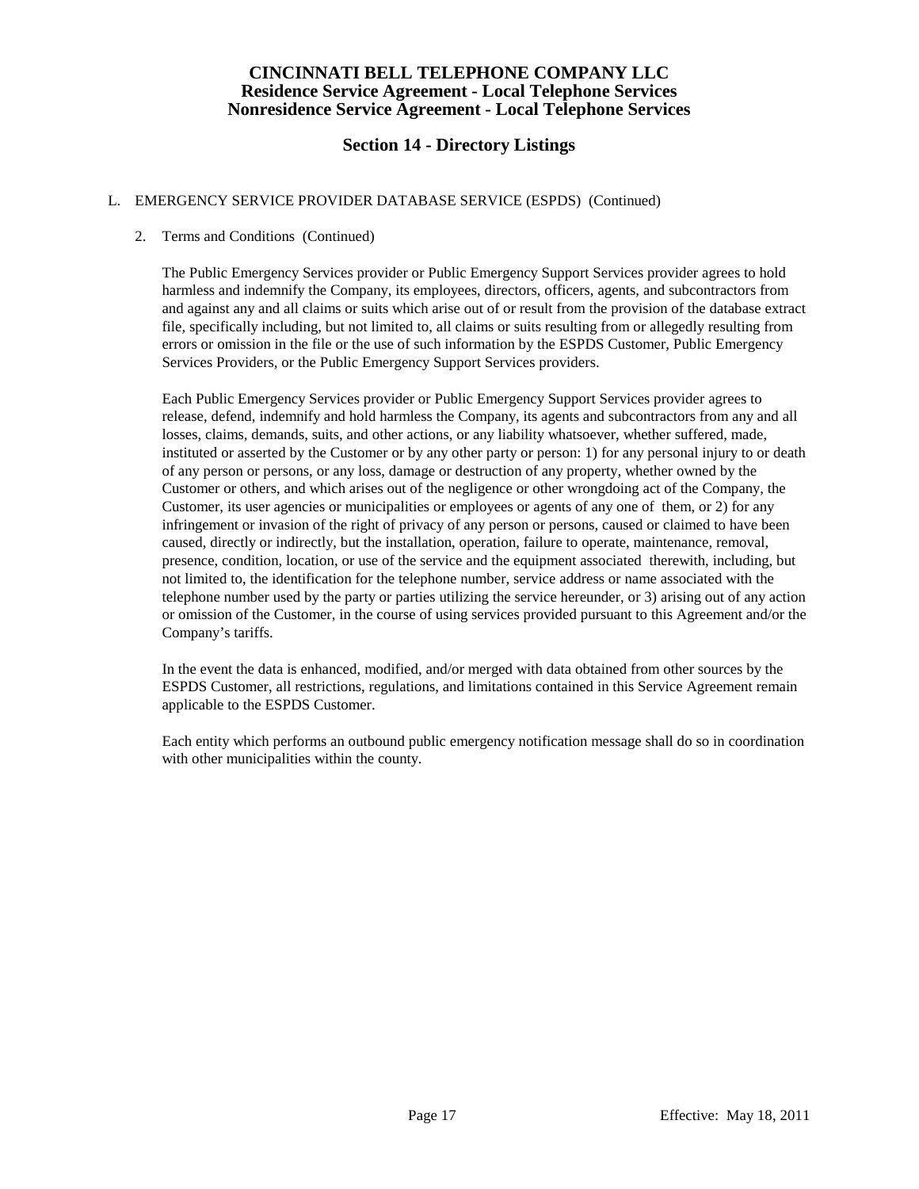# CINCINNATI BELL TELEPHONE COMPANY LLC
## Residence Service Agreement - Local Telephone Services
## Nonresidence Service Agreement - Local Telephone Services

## Section 14 - Directory Listings

L. EMERGENCY SERVICE PROVIDER DATABASE SERVICE (ESPDS) (Continued)

2. Terms and Conditions (Continued)

The Public Emergency Services provider or Public Emergency Support Services provider agrees to hold harmless and indemnify the Company, its employees, directors, officers, agents, and subcontractors from and against any and all claims or suits which arise out of or result from the provision of the database extract file, specifically including, but not limited to, all claims or suits resulting from or allegedly resulting from errors or omission in the file or the use of such information by the ESPDS Customer, Public Emergency Services Providers, or the Public Emergency Support Services providers.

Each Public Emergency Services provider or Public Emergency Support Services provider agrees to release, defend, indemnify and hold harmless the Company, its agents and subcontractors from any and all losses, claims, demands, suits, and other actions, or any liability whatsoever, whether suffered, made, instituted or asserted by the Customer or by any other party or person: 1) for any personal injury to or death of any person or persons, or any loss, damage or destruction of any property, whether owned by the Customer or others, and which arises out of the negligence or other wrongdoing act of the Company, the Customer, its user agencies or municipalities or employees or agents of any one of them, or 2) for any infringement or invasion of the right of privacy of any person or persons, caused or claimed to have been caused, directly or indirectly, but the installation, operation, failure to operate, maintenance, removal, presence, condition, location, or use of the service and the equipment associated therewith, including, but not limited to, the identification for the telephone number, service address or name associated with the telephone number used by the party or parties utilizing the service hereunder, or 3) arising out of any action or omission of the Customer, in the course of using services provided pursuant to this Agreement and/or the Company's tariffs.

In the event the data is enhanced, modified, and/or merged with data obtained from other sources by the ESPDS Customer, all restrictions, regulations, and limitations contained in this Service Agreement remain applicable to the ESPDS Customer.

Each entity which performs an outbound public emergency notification message shall do so in coordination with other municipalities within the county.

Effective: May 18, 2011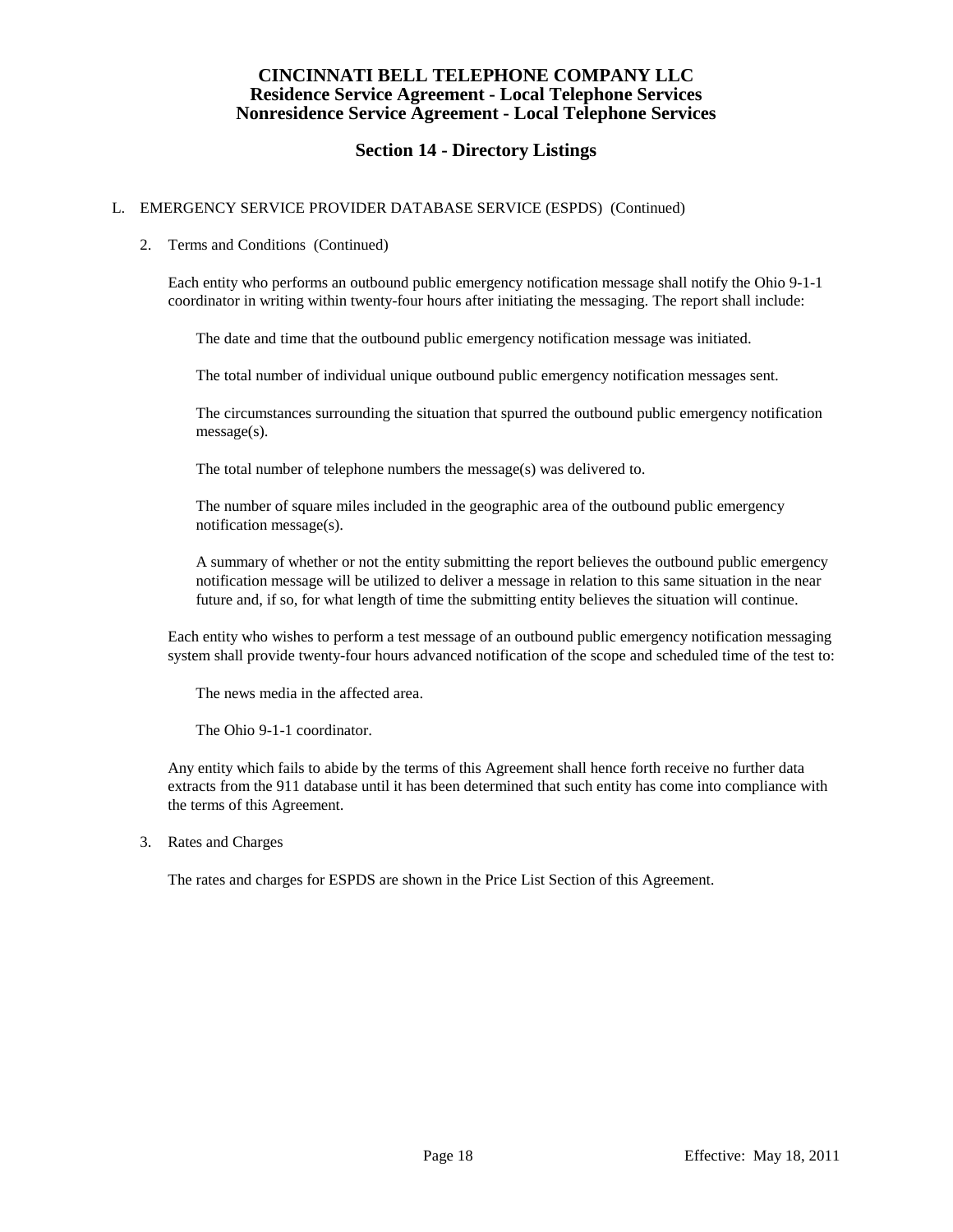# CINCINNATI BELL TELEPHONE COMPANY LLC
## Residence Service Agreement - Local Telephone Services
## Nonresidence Service Agreement - Local Telephone Services

## Section 14 - Directory Listings

L. EMERGENCY SERVICE PROVIDER DATABASE SERVICE (ESPDS) (Continued)

2. Terms and Conditions (Continued)

   Each entity who performs an outbound public emergency notification message shall notify the Ohio 9-1-1 coordinator in writing within twenty-four hours after initiating the messaging. The report shall include:

   The date and time that the outbound public emergency notification message was initiated.

   The total number of individual unique outbound public emergency notification messages sent.

   The circumstances surrounding the situation that spurred the outbound public emergency notification message(s).

   The total number of telephone numbers the message(s) was delivered to.

   The number of square miles included in the geographic area of the outbound public emergency notification message(s).

   A summary of whether or not the entity submitting the report believes the outbound public emergency notification message will be utilized to deliver a message in relation to this same situation in the near future and, if so, for what length of time the submitting entity believes the situation will continue.

   Each entity who wishes to perform a test message of an outbound public emergency notification messaging system shall provide twenty-four hours advanced notification of the scope and scheduled time of the test to:

   The news media in the affected area.

   The Ohio 9-1-1 coordinator.

   Any entity which fails to abide by the terms of this Agreement shall hence forth receive no further data extracts from the 911 database until it has been determined that such entity has come into compliance with the terms of this Agreement.

3. Rates and Charges

   The rates and charges for ESPDS are shown in the Price List Section of this Agreement.

Effective: May 18, 2011